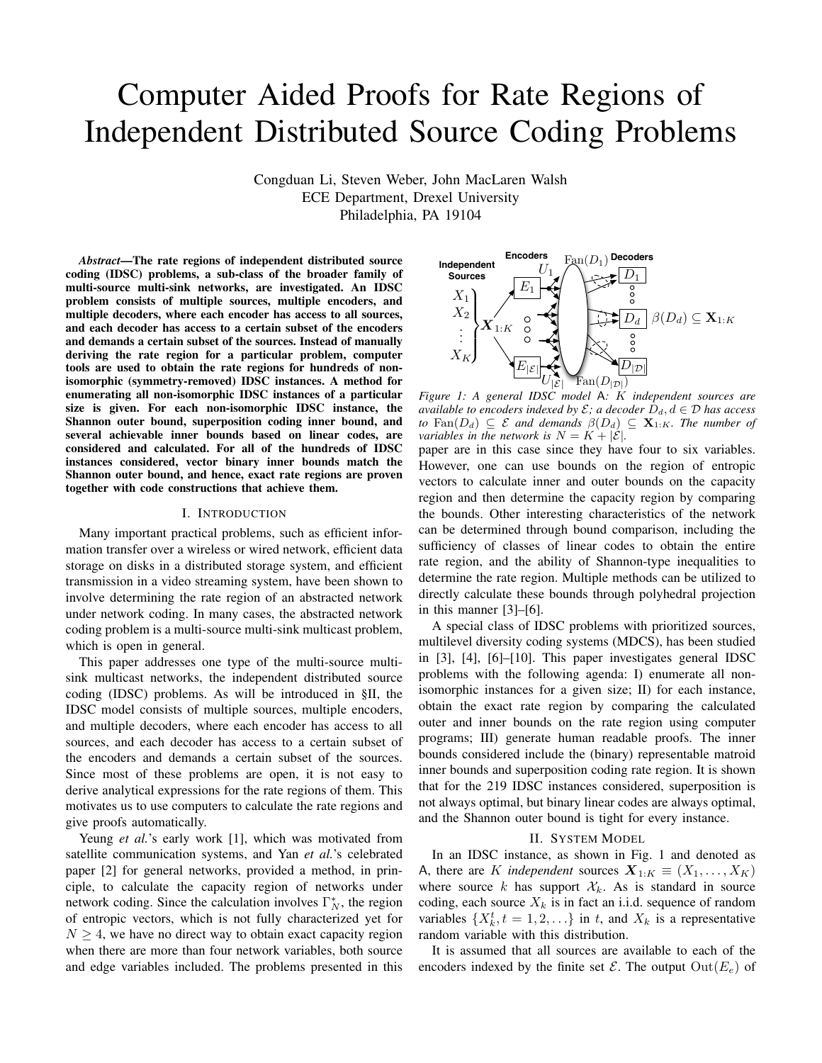# Computer Aided Proofs for Rate Regions of Independent Distributed Source Coding Problems

Congduan Li, Steven Weber, John MacLaren Walsh
ECE Department, Drexel University
Philadelphia, PA 19104

***Abstract*—The rate regions of independent distributed source coding (IDSC) problems, a sub-class of the broader family of multi-source multi-sink networks, are investigated. An IDSC problem consists of multiple sources, multiple encoders, and multiple decoders, where each encoder has access to all sources, and each decoder has access to a certain subset of the encoders and demands a certain subset of the sources. Instead of manually deriving the rate region for a particular problem, computer tools are used to obtain the rate regions for hundreds of non-isomorphic (symmetry-removed) IDSC instances. A method for enumerating all non-isomorphic IDSC instances of a particular size is given. For each non-isomorphic IDSC instance, the Shannon outer bound, superposition coding inner bound, and several achievable inner bounds based on linear codes, are considered and calculated. For all of the hundreds of IDSC instances considered, vector binary inner bounds match the Shannon outer bound, and hence, exact rate regions are proven together with code constructions that achieve them.**

## I. Introduction

Many important practical problems, such as efficient information transfer over a wireless or wired network, efficient data storage on disks in a distributed storage system, and efficient transmission in a video streaming system, have been shown to involve determining the rate region of an abstracted network under network coding. In many cases, the abstracted network coding problem is a multi-source multi-sink multicast problem, which is open in general.

This paper addresses one type of the multi-source multi-sink multicast networks, the independent distributed source coding (IDSC) problems. As will be introduced in §II, the IDSC model consists of multiple sources, multiple encoders, and multiple decoders, where each encoder has access to all sources, and each decoder has access to a certain subset of the encoders and demands a certain subset of the sources. Since most of these problems are open, it is not easy to derive analytical expressions for the rate regions of them. This motivates us to use computers to calculate the rate regions and give proofs automatically.

Yeung *et al.*'s early work [1], which was motivated from satellite communication systems, and Yan *et al.*'s celebrated paper [2] for general networks, provided a method, in principle, to calculate the capacity region of networks under network coding. Since the calculation involves $\Gamma_N^*$, the region of entropic vectors, which is not fully characterized yet for $N \geq 4$, we have no direct way to obtain exact capacity region when there are more than four network variables, both source and edge variables included. The problems presented in this paper are in this case since they have four to six variables. However, one can use bounds on the region of entropic vectors to calculate inner and outer bounds on the capacity region and then determine the capacity region by comparing the bounds. Other interesting characteristics of the network can be determined through bound comparison, including the sufficiency of classes of linear codes to obtain the entire rate region, and the ability of Shannon-type inequalities to determine the rate region. Multiple methods can be utilized to directly calculate these bounds through polyhedral projection in this manner [3]–[6].

Independent Sources
Encoders
Decoders
$X_1$
$X_2$
$\vdots$
$X_K$
$\boldsymbol{X}_{1:K}$
$E_1$
$E_{|\mathcal{E}|}$
$U_1$
$U_{|\mathcal{E}|}$
$\mathrm{Fan}(D_1)$
$\mathrm{Fan}(D_{|\mathcal{D}|})$
$D_1$
$D_d$
$D_{|\mathcal{D}|}$
$\beta(D_d) \subseteq \mathbf{X}_{1:K}$

*Figure 1: A general IDSC model* A*: $K$ independent sources are available to encoders indexed by $\mathcal{E}$; a decoder $D_d, d \in \mathcal{D}$ has access to $\mathrm{Fan}(D_d) \subseteq \mathcal{E}$ and demands $\beta(D_d) \subseteq \mathbf{X}_{1:K}$. The number of variables in the network is $N = K + |\mathcal{E}|$.*

A special class of IDSC problems with prioritized sources, multilevel diversity coding systems (MDCS), has been studied in [3], [4], [6]–[10]. This paper investigates general IDSC problems with the following agenda: I) enumerate all non-isomorphic instances for a given size; II) for each instance, obtain the exact rate region by comparing the calculated outer and inner bounds on the rate region using computer programs; III) generate human readable proofs. The inner bounds considered include the (binary) representable matroid inner bounds and superposition coding rate region. It is shown that for the 219 IDSC instances considered, superposition is not always optimal, but binary linear codes are always optimal, and the Shannon outer bound is tight for every instance.

## II. System Model

In an IDSC instance, as shown in Fig. 1 and denoted as A, there are $K$ *independent* sources $\boldsymbol{X}_{1:K} \equiv (X_1, \ldots, X_K)$ where source $k$ has support $\mathcal{X}_k$. As is standard in source coding, each source $X_k$ is in fact an i.i.d. sequence of random variables $\{X_k^t, t = 1, 2, \ldots\}$ in $t$, and $X_k$ is a representative random variable with this distribution.

It is assumed that all sources are available to each of the encoders indexed by the finite set $\mathcal{E}$. The output $\mathrm{Out}(E_e)$ of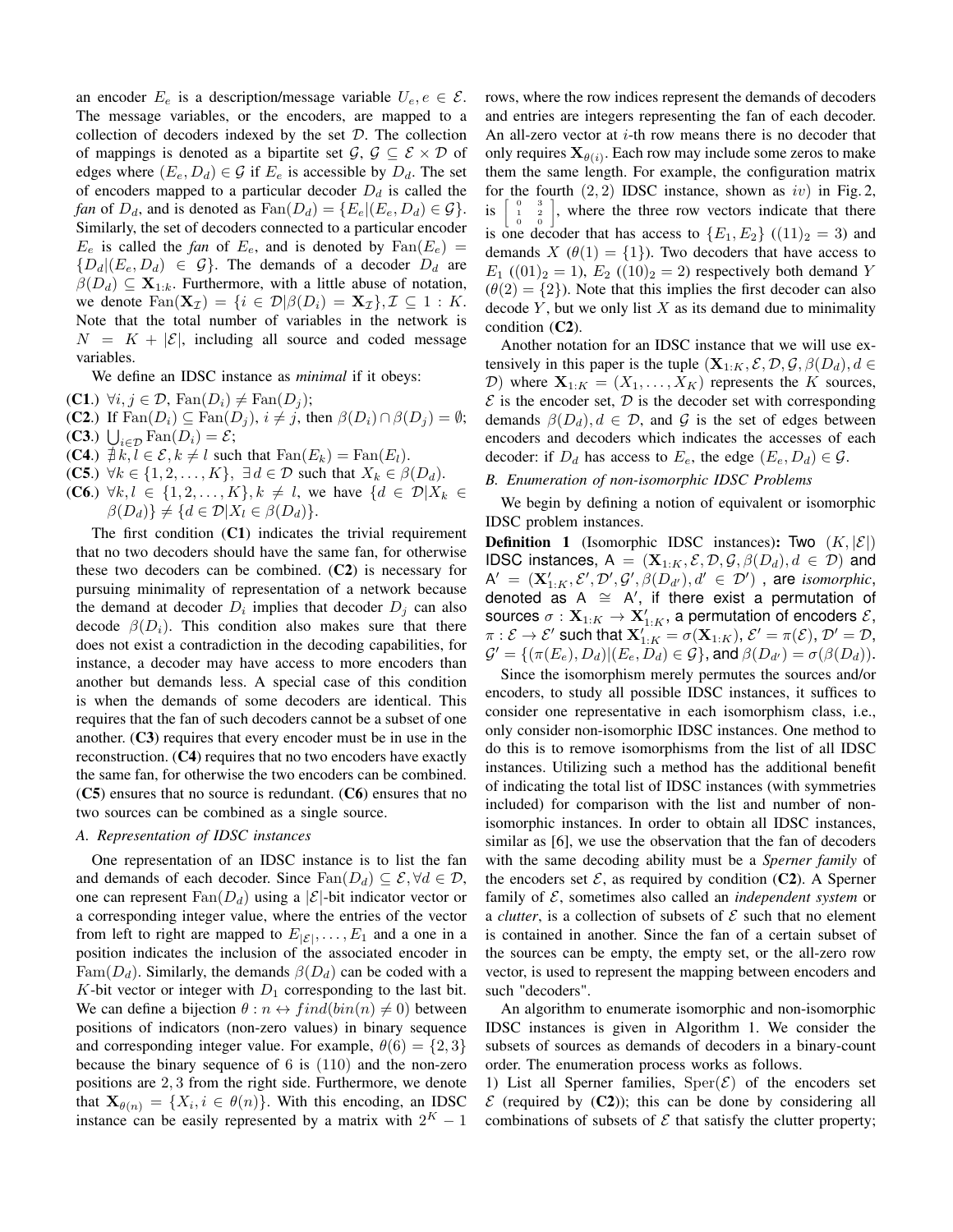an encoder $E_e$ is a description/message variable $U_e, e \in \mathcal{E}$. The message variables, or the encoders, are mapped to a collection of decoders indexed by the set $\mathcal{D}$. The collection of mappings is denoted as a bipartite set $\mathcal{G}$, $\mathcal{G} \subseteq \mathcal{E} \times \mathcal{D}$ of edges where $(E_e, D_d) \in \mathcal{G}$ if $E_e$ is accessible by $D_d$. The set of encoders mapped to a particular decoder $D_d$ is called the *fan* of $D_d$, and is denoted as $\mathrm{Fan}(D_d) = \{E_e | (E_e, D_d) \in \mathcal{G}\}$. Similarly, the set of decoders connected to a particular encoder $E_e$ is called the *fan* of $E_e$, and is denoted by $\mathrm{Fan}(E_e) = \{D_d | (E_e, D_d) \in \mathcal{G}\}$. The demands of a decoder $D_d$ are $\beta(D_d) \subseteq \mathbf{X}_{1:k}$. Furthermore, with a little abuse of notation, we denote $\mathrm{Fan}(\mathbf{X}_\mathcal{I}) = \{i \in \mathcal{D} | \beta(D_i) = \mathbf{X}_\mathcal{I}\}, \mathcal{I} \subseteq 1:K$. Note that the total number of variables in the network is $N = K + |\mathcal{E}|$, including all source and coded message variables.

We define an IDSC instance as *minimal* if it obeys:

(**C1**.) $\forall i, j \in \mathcal{D}$, $\mathrm{Fan}(D_i) \neq \mathrm{Fan}(D_j)$;

(**C2**.) If $\mathrm{Fan}(D_i) \subseteq \mathrm{Fan}(D_j)$, $i \neq j$, then $\beta(D_i) \cap \beta(D_j) = \emptyset$;

(**C3**.) $\bigcup_{i \in \mathcal{D}} \mathrm{Fan}(D_i) = \mathcal{E}$;

(**C4**.) $\nexists k, l \in \mathcal{E}, k \neq l$ such that $\mathrm{Fan}(E_k) = \mathrm{Fan}(E_l)$.

(**C5**.) $\forall k \in \{1, 2, \ldots, K\}$, $\exists d \in \mathcal{D}$ such that $X_k \in \beta(D_d)$.

(**C6**.) $\forall k, l \in \{1, 2, \ldots, K\}, k \neq l$, we have $\{d \in \mathcal{D} | X_k \in \beta(D_d)\} \neq \{d \in \mathcal{D} | X_l \in \beta(D_d)\}$.

The first condition (**C1**) indicates the trivial requirement that no two decoders should have the same fan, for otherwise these two decoders can be combined. (**C2**) is necessary for pursuing minimality of representation of a network because the demand at decoder $D_i$ implies that decoder $D_j$ can also decode $\beta(D_i)$. This condition also makes sure that there does not exist a contradiction in the decoding capabilities, for instance, a decoder may have access to more encoders than another but demands less. A special case of this condition is when the demands of some decoders are identical. This requires that the fan of such decoders cannot be a subset of one another. (**C3**) requires that every encoder must be in use in the reconstruction. (**C4**) requires that no two encoders have exactly the same fan, for otherwise the two encoders can be combined. (**C5**) ensures that no source is redundant. (**C6**) ensures that no two sources can be combined as a single source.

### A. Representation of IDSC instances

One representation of an IDSC instance is to list the fan and demands of each decoder. Since $\mathrm{Fan}(D_d) \subseteq \mathcal{E}, \forall d \in \mathcal{D}$, one can represent $\mathrm{Fan}(D_d)$ using a $|\mathcal{E}|$-bit indicator vector or a corresponding integer value, where the entries of the vector from left to right are mapped to $E_{|\mathcal{E}|}, \ldots, E_1$ and a one in a position indicates the inclusion of the associated encoder in $\mathrm{Fam}(D_d)$. Similarly, the demands $\beta(D_d)$ can be coded with a $K$-bit vector or integer with $D_1$ corresponding to the last bit. We can define a bijection $\theta : n \leftrightarrow find(bin(n) \neq 0)$ between positions of indicators (non-zero values) in binary sequence and corresponding integer value. For example, $\theta(6) = \{2, 3\}$ because the binary sequence of 6 is $(110)$ and the non-zero positions are $2, 3$ from the right side. Furthermore, we denote that $\mathbf{X}_{\theta(n)} = \{X_i, i \in \theta(n)\}$. With this encoding, an IDSC instance can be easily represented by a matrix with $2^K - 1$ rows, where the row indices represent the demands of decoders and entries are integers representing the fan of each decoder. An all-zero vector at $i$-th row means there is no decoder that only requires $\mathbf{X}_{\theta(i)}$. Each row may include some zeros to make them the same length. For example, the configuration matrix for the fourth $(2, 2)$ IDSC instance, shown as $iv)$ in Fig. 2, is $\begin{bmatrix} 0 & 3 \\ 1 & 2 \\ 0 & 0 \end{bmatrix}$, where the three row vectors indicate that there is one decoder that has access to $\{E_1, E_2\}$ $((11)_2 = 3)$ and demands $X$ $(\theta(1) = \{1\})$. Two decoders that have access to $E_1$ $((01)_2 = 1)$, $E_2$ $((10)_2 = 2)$ respectively both demand $Y$ $(\theta(2) = \{2\})$. Note that this implies the first decoder can also decode $Y$, but we only list $X$ as its demand due to minimality condition (**C2**).

Another notation for an IDSC instance that we will use extensively in this paper is the tuple $(\mathbf{X}_{1:K}, \mathcal{E}, \mathcal{D}, \mathcal{G}, \beta(D_d), d \in \mathcal{D})$ where $\mathbf{X}_{1:K} = (X_1, \ldots, X_K)$ represents the $K$ sources, $\mathcal{E}$ is the encoder set, $\mathcal{D}$ is the decoder set with corresponding demands $\beta(D_d), d \in \mathcal{D}$, and $\mathcal{G}$ is the set of edges between encoders and decoders which indicates the accesses of each decoder: if $D_d$ has access to $E_e$, the edge $(E_e, D_d) \in \mathcal{G}$.

### B. Enumeration of non-isomorphic IDSC Problems

We begin by defining a notion of equivalent or isomorphic IDSC problem instances.

**Definition 1** (Isomorphic IDSC instances)**:** Two $(K, |\mathcal{E}|)$ IDSC instances, $\mathsf{A} = (\mathbf{X}_{1:K}, \mathcal{E}, \mathcal{D}, \mathcal{G}, \beta(D_d), d \in \mathcal{D})$ and $\mathsf{A}' = (\mathbf{X}'_{1:K}, \mathcal{E}', \mathcal{D}', \mathcal{G}', \beta(D_{d'}), d' \in \mathcal{D}')$ , are *isomorphic*, denoted as $\mathsf{A} \cong \mathsf{A}'$, if there exist a permutation of sources $\sigma : \mathbf{X}_{1:K} \to \mathbf{X}'_{1:K}$, a permutation of encoders $\mathcal{E}$, $\pi : \mathcal{E} \to \mathcal{E}'$ such that $\mathbf{X}'_{1:K} = \sigma(\mathbf{X}_{1:K})$, $\mathcal{E}' = \pi(\mathcal{E})$, $\mathcal{D}' = \mathcal{D}$, $\mathcal{G}' = \{(\pi(E_e), D_d) | (E_e, D_d) \in \mathcal{G}\}$, and $\beta(D_{d'}) = \sigma(\beta(D_d))$.

Since the isomorphism merely permutes the sources and/or encoders, to study all possible IDSC instances, it suffices to consider one representative in each isomorphism class, i.e., only consider non-isomorphic IDSC instances. One method to do this is to remove isomorphisms from the list of all IDSC instances. Utilizing such a method has the additional benefit of indicating the total list of IDSC instances (with symmetries included) for comparison with the list and number of non-isomorphic instances. In order to obtain all IDSC instances, similar as [6], we use the observation that the fan of decoders with the same decoding ability must be a *Sperner family* of the encoders set $\mathcal{E}$, as required by condition (**C2**). A Sperner family of $\mathcal{E}$, sometimes also called an *independent system* or a *clutter*, is a collection of subsets of $\mathcal{E}$ such that no element is contained in another. Since the fan of a certain subset of the sources can be empty, the empty set, or the all-zero row vector, is used to represent the mapping between encoders and such "decoders".

An algorithm to enumerate isomorphic and non-isomorphic IDSC instances is given in Algorithm 1. We consider the subsets of sources as demands of decoders in a binary-count order. The enumeration process works as follows.

1) List all Sperner families, $\mathrm{Sper}(\mathcal{E})$ of the encoders set $\mathcal{E}$ (required by (**C2**)); this can be done by considering all combinations of subsets of $\mathcal{E}$ that satisfy the clutter property;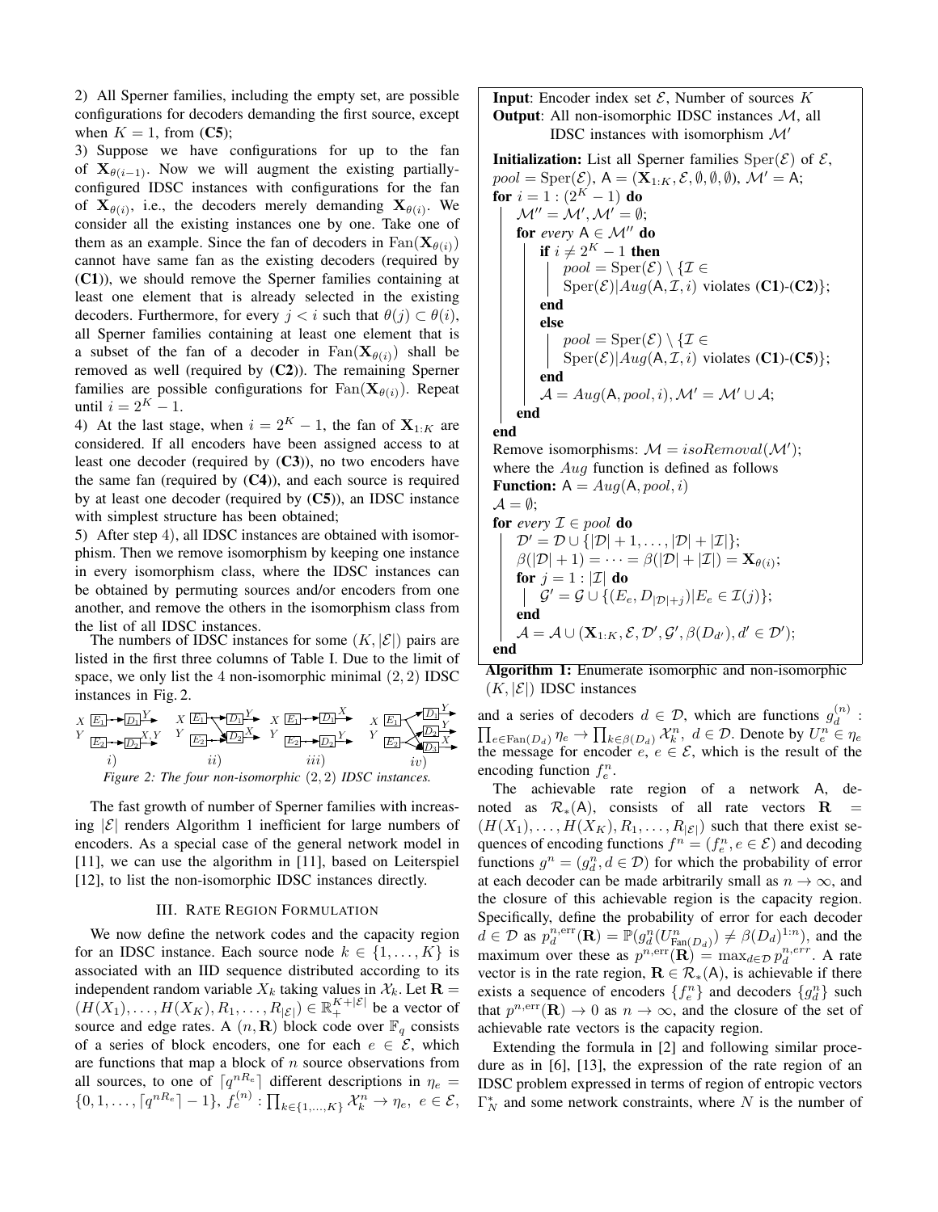2) All Sperner families, including the empty set, are possible configurations for decoders demanding the first source, except when $K = 1$, from (**C5**);

3) Suppose we have configurations for up to the fan of $\mathbf{X}_{\theta(i-1)}$. Now we will augment the existing partially-configured IDSC instances with configurations for the fan of $\mathbf{X}_{\theta(i)}$, i.e., the decoders merely demanding $\mathbf{X}_{\theta(i)}$. We consider all the existing instances one by one. Take one of them as an example. Since the fan of decoders in $\mathrm{Fan}(\mathbf{X}_{\theta(i)})$ cannot have same fan as the existing decoders (required by (**C1**)), we should remove the Sperner families containing at least one element that is already selected in the existing decoders. Furthermore, for every $j < i$ such that $\theta(j) \subset \theta(i)$, all Sperner families containing at least one element that is a subset of the fan of a decoder in $\mathrm{Fan}(\mathbf{X}_{\theta(i)})$ shall be removed as well (required by (**C2**)). The remaining Sperner families are possible configurations for $\mathrm{Fan}(\mathbf{X}_{\theta(i)})$. Repeat until $i = 2^K - 1$.

4) At the last stage, when $i = 2^K - 1$, the fan of $\mathbf{X}_{1:K}$ are considered. If all encoders have been assigned access to at least one decoder (required by (**C3**)), no two encoders have the same fan (required by (**C4**)), and each source is required by at least one decoder (required by (**C5**)), an IDSC instance with simplest structure has been obtained;

5) After step 4), all IDSC instances are obtained with isomorphism. Then we remove isomorphism by keeping one instance in every isomorphism class, where the IDSC instances can be obtained by permuting sources and/or encoders from one another, and remove the others in the isomorphism class from the list of all IDSC instances.

The numbers of IDSC instances for some $(K, |\mathcal{E}|)$ pairs are listed in the first three columns of Table I. Due to the limit of space, we only list the 4 non-isomorphic minimal $(2, 2)$ IDSC instances in Fig. 2.

*Figure 2: The four non-isomorphic* $(2, 2)$ *IDSC instances.*

The fast growth of number of Sperner families with increasing $|\mathcal{E}|$ renders Algorithm 1 inefficient for large numbers of encoders. As a special case of the general network model in [11], we can use the algorithm in [11], based on Leiterspiel [12], to list the non-isomorphic IDSC instances directly.

```
Input: Encoder index set E, Number of sources K
Output: All non-isomorphic IDSC instances M, all
        IDSC instances with isomorphism M'
Initialization: List all Sperner families Sper(E) of E,
pool = Sper(E), A = (X_{1:K}, E, ∅, ∅, ∅), M' = A;
for i = 1 : (2^K − 1) do
    M'' = M', M' = ∅;
    for every A ∈ M'' do
        if i ≠ 2^K − 1 then
            pool = Sper(E) \ {I ∈ Sper(E) | Aug(A, I, i) violates (C1)-(C2)};
        end
        else
            pool = Sper(E) \ {I ∈ Sper(E) | Aug(A, I, i) violates (C1)-(C5)};
        end
        𝒜 = Aug(A, pool, i), M' = M' ∪ 𝒜;
    end
end
Remove isomorphisms: M = isoRemoval(M');
where the Aug function is defined as follows
Function: A = Aug(A, pool, i)
𝒜 = ∅;
for every I ∈ pool do
    D' = D ∪ {|D| + 1, ..., |D| + |I|};
    β(|D| + 1) = ··· = β(|D| + |I|) = X_{θ(i)};
    for j = 1 : |I| do
        G' = G ∪ {(E_e, D_{|D|+j}) | E_e ∈ I(j)};
    end
    𝒜 = 𝒜 ∪ (X_{1:K}, E, D', G', β(D_{d'}), d' ∈ D');
end
```

**Algorithm 1:** Enumerate isomorphic and non-isomorphic $(K, |\mathcal{E}|)$ IDSC instances

## III. Rate Region Formulation

We now define the network codes and the capacity region for an IDSC instance. Each source node $k \in \{1, \ldots, K\}$ is associated with an IID sequence distributed according to its independent random variable $X_k$ taking values in $\mathcal{X}_k$. Let $\mathbf{R} = (H(X_1), \ldots, H(X_K), R_1, \ldots, R_{|\mathcal{E}|}) \in \mathbb{R}_+^{K+|\mathcal{E}|}$ be a vector of source and edge rates. A $(n, \mathbf{R})$ block code over $\mathbb{F}_q$ consists of a series of block encoders, one for each $e \in \mathcal{E}$, which are functions that map a block of $n$ source observations from all sources, to one of $\lceil q^{nR_e} \rceil$ different descriptions in $\eta_e = \{0, 1, \ldots, \lceil q^{nR_e} \rceil - 1\}$, $f_e^{(n)} : \prod_{k \in \{1,\ldots,K\}} \mathcal{X}_k^n \to \eta_e,\ e \in \mathcal{E}$, and a series of decoders $d \in \mathcal{D}$, which are functions $g_d^{(n)} : \prod_{e \in \mathrm{Fan}(D_d)} \eta_e \to \prod_{k \in \beta(D_d)} \mathcal{X}_k^n,\ d \in \mathcal{D}$. Denote by $U_e^n \in \eta_e$ the message for encoder $e$, $e \in \mathcal{E}$, which is the result of the encoding function $f_e^n$.

The achievable rate region of a network $\mathsf{A}$, denoted as $\mathcal{R}_*(\mathsf{A})$, consists of all rate vectors $\mathbf{R} = (H(X_1), \ldots, H(X_K), R_1, \ldots, R_{|\mathcal{E}|})$ such that there exist sequences of encoding functions $f^n = (f_e^n, e \in \mathcal{E})$ and decoding functions $g^n = (g_d^n, d \in \mathcal{D})$ for which the probability of error at each decoder can be made arbitrarily small as $n \to \infty$, and the closure of this achievable region is the capacity region. Specifically, define the probability of error for each decoder $d \in \mathcal{D}$ as $p_d^{n,\mathrm{err}}(\mathbf{R}) = \mathbb{P}(g_d^n(U^n_{\mathrm{Fan}(D_d)}) \neq \beta(D_d)^{1:n})$, and the maximum over these as $p^{n,\mathrm{err}}(\mathbf{R}) = \max_{d \in \mathcal{D}} p_d^{n,err}$. A rate vector is in the rate region, $\mathbf{R} \in \mathcal{R}_*(\mathsf{A})$, is achievable if there exists a sequence of encoders $\{f_e^n\}$ and decoders $\{g_d^n\}$ such that $p^{n,\mathrm{err}}(\mathbf{R}) \to 0$ as $n \to \infty$, and the closure of the set of achievable rate vectors is the capacity region.

Extending the formula in [2] and following similar procedure as in [6], [13], the expression of the rate region of an IDSC problem expressed in terms of region of entropic vectors $\Gamma_N^*$ and some network constraints, where $N$ is the number of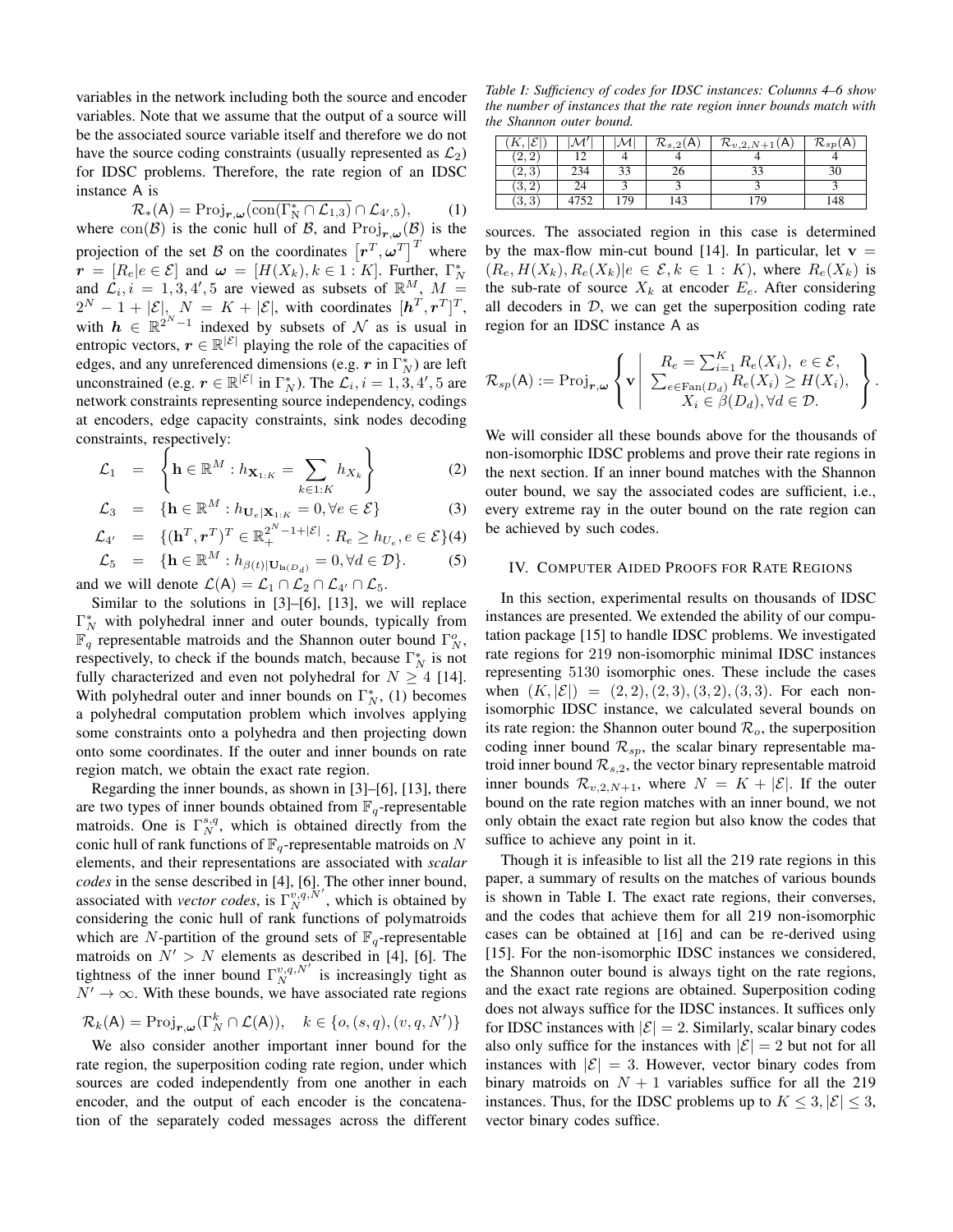variables in the network including both the source and encoder variables. Note that we assume that the output of a source will be the associated source variable itself and therefore we do not have the source coding constraints (usually represented as $\mathcal{L}_2$) for IDSC problems. Therefore, the rate region of an IDSC instance A is

$$\mathcal{R}_*(\mathsf{A}) = \mathrm{Proj}_{\boldsymbol{r},\boldsymbol{\omega}}(\overline{\mathrm{con}(\Gamma_N^* \cap \mathcal{L}_{1,3})} \cap \mathcal{L}_{4',5}), \qquad (1)$$

where $\mathrm{con}(\mathcal{B})$ is the conic hull of $\mathcal{B}$, and $\mathrm{Proj}_{\boldsymbol{r},\boldsymbol{\omega}}(\mathcal{B})$ is the projection of the set $\mathcal{B}$ on the coordinates $\left[\boldsymbol{r}^T, \boldsymbol{\omega}^T\right]^T$ where $\boldsymbol{r} = [R_e | e \in \mathcal{E}]$ and $\boldsymbol{\omega} = [H(X_k), k \in 1:K]$. Further, $\Gamma_N^*$ and $\mathcal{L}_i, i = 1, 3, 4', 5$ are viewed as subsets of $\mathbb{R}^M$, $M = 2^N - 1 + |\mathcal{E}|$, $N = K + |\mathcal{E}|$, with coordinates $[\boldsymbol{h}^T, \boldsymbol{r}^T]^T$, with $\boldsymbol{h} \in \mathbb{R}^{2^N-1}$ indexed by subsets of $\mathcal{N}$ as is usual in entropic vectors, $\boldsymbol{r} \in \mathbb{R}^{|\mathcal{E}|}$ playing the role of the capacities of edges, and any unreferenced dimensions (e.g. $\boldsymbol{r}$ in $\Gamma_N^*$) are left unconstrained (e.g. $\boldsymbol{r} \in \mathbb{R}^{|\mathcal{E}|}$ in $\Gamma_N^*$). The $\mathcal{L}_i, i = 1, 3, 4', 5$ are network constraints representing source independency, codings at encoders, edge capacity constraints, sink nodes decoding constraints, respectively:

$$\mathcal{L}_1 = \left\{ \mathbf{h} \in \mathbb{R}^M : h_{\mathbf{X}_{1:K}} = \sum_{k \in 1:K} h_{X_k} \right\} \qquad (2)$$

$$\mathcal{L}_3 = \{\mathbf{h} \in \mathbb{R}^M : h_{\mathbf{U}_e | \mathbf{X}_{1:K}} = 0, \forall e \in \mathcal{E}\} \qquad (3)$$

$$\mathcal{L}_{4'} = \{(\mathbf{h}^T, \boldsymbol{r}^T)^T \in \mathbb{R}_+^{2^N-1+|\mathcal{E}|} : R_e \geq h_{U_e}, e \in \mathcal{E}\} \qquad (4)$$

$$\mathcal{L}_5 = \{\mathbf{h} \in \mathbb{R}^M : h_{\beta(t)|\mathbf{U}_{\mathrm{In}(D_d)}} = 0, \forall d \in \mathcal{D}\}. \qquad (5)$$

and we will denote $\mathcal{L}(\mathsf{A}) = \mathcal{L}_1 \cap \mathcal{L}_2 \cap \mathcal{L}_{4'} \cap \mathcal{L}_5$.

Similar to the solutions in [3]–[6], [13], we will replace $\Gamma_N^*$ with polyhedral inner and outer bounds, typically from $\mathbb{F}_q$ representable matroids and the Shannon outer bound $\Gamma_N^o$, respectively, to check if the bounds match, because $\Gamma_N^*$ is not fully characterized and even not polyhedral for $N \geq 4$ [14]. With polyhedral outer and inner bounds on $\Gamma_N^*$, (1) becomes a polyhedral computation problem which involves applying some constraints onto a polyhedra and then projecting down onto some coordinates. If the outer and inner bounds on rate region match, we obtain the exact rate region.

Regarding the inner bounds, as shown in [3]–[6], [13], there are two types of inner bounds obtained from $\mathbb{F}_q$-representable matroids. One is $\Gamma_N^{s,q}$, which is obtained directly from the conic hull of rank functions of $\mathbb{F}_q$-representable matroids on $N$ elements, and their representations are associated with *scalar codes* in the sense described in [4], [6]. The other inner bound, associated with *vector codes*, is $\Gamma_N^{v,q,N'}$, which is obtained by considering the conic hull of rank functions of polymatroids which are $N$-partition of the ground sets of $\mathbb{F}_q$-representable matroids on $N' > N$ elements as described in [4], [6]. The tightness of the inner bound $\Gamma_N^{v,q,N'}$ is increasingly tight as $N' \to \infty$. With these bounds, we have associated rate regions

$$\mathcal{R}_k(\mathsf{A}) = \mathrm{Proj}_{\boldsymbol{r},\boldsymbol{\omega}}(\Gamma_N^k \cap \mathcal{L}(\mathsf{A})), \quad k \in \{o, (s,q), (v,q,N')\}$$

We also consider another important inner bound for the rate region, the superposition coding rate region, under which sources are coded independently from one another in each encoder, and the output of each encoder is the concatenation of the separately coded messages across the different sources. The associated region in this case is determined by the max-flow min-cut bound [14]. In particular, let $\mathbf{v} = (R_e, H(X_k), R_e(X_k) | e \in \mathcal{E}, k \in 1:K)$, where $R_e(X_k)$ is the sub-rate of source $X_k$ at encoder $E_e$. After considering all decoders in $\mathcal{D}$, we can get the superposition coding rate region for an IDSC instance A as

$$\mathcal{R}_{sp}(\mathsf{A}) := \mathrm{Proj}_{\boldsymbol{r},\boldsymbol{\omega}} \left\{ \mathbf{v} \middle| \begin{array}{c} R_e = \sum_{i=1}^K R_e(X_i), \ e \in \mathcal{E}, \\ \sum_{e \in \mathrm{Fan}(D_d)} R_e(X_i) \geq H(X_i), \\ X_i \in \beta(D_d), \forall d \in \mathcal{D}. \end{array} \right\}.$$

We will consider all these bounds above for the thousands of non-isomorphic IDSC problems and prove their rate regions in the next section. If an inner bound matches with the Shannon outer bound, we say the associated codes are sufficient, i.e., every extreme ray in the outer bound on the rate region can be achieved by such codes.

## IV. Computer Aided Proofs for Rate Regions

In this section, experimental results on thousands of IDSC instances are presented. We extended the ability of our computation package [15] to handle IDSC problems. We investigated rate regions for 219 non-isomorphic minimal IDSC instances representing 5130 isomorphic ones. These include the cases when $(K, |\mathcal{E}|) = (2,2), (2,3), (3,2), (3,3)$. For each non-isomorphic IDSC instance, we calculated several bounds on its rate region: the Shannon outer bound $\mathcal{R}_o$, the superposition coding inner bound $\mathcal{R}_{sp}$, the scalar binary representable matroid inner bound $\mathcal{R}_{s,2}$, the vector binary representable matroid inner bounds $\mathcal{R}_{v,2,N+1}$, where $N = K + |\mathcal{E}|$. If the outer bound on the rate region matches with an inner bound, we not only obtain the exact rate region but also know the codes that suffice to achieve any point in it.

Though it is infeasible to list all the 219 rate regions in this paper, a summary of results on the matches of various bounds is shown in Table I. The exact rate regions, their converses, and the codes that achieve them for all 219 non-isomorphic cases can be obtained at [16] and can be re-derived using [15]. For the non-isomorphic IDSC instances we considered, the Shannon outer bound is always tight on the rate regions, and the exact rate regions are obtained. Superposition coding does not always suffice for the IDSC instances. It suffices only for IDSC instances with $|\mathcal{E}| = 2$. Similarly, scalar binary codes also only suffice for the instances with $|\mathcal{E}| = 2$ but not for all instances with $|\mathcal{E}| = 3$. However, vector binary codes from binary matroids on $N + 1$ variables suffice for all the 219 instances. Thus, for the IDSC problems up to $K \leq 3, |\mathcal{E}| \leq 3$, vector binary codes suffice.

*Table I: Sufficiency of codes for IDSC instances: Columns 4–6 show the number of instances that the rate region inner bounds match with the Shannon outer bound.*

| $(K, \lvert\mathcal{E}\rvert)$ | $\lvert\mathcal{M}'\rvert$ | $\lvert\mathcal{M}\rvert$ | $\mathcal{R}_{s,2}(\mathsf{A})$ | $\mathcal{R}_{v,2,N+1}(\mathsf{A})$ | $\mathcal{R}_{sp}(\mathsf{A})$ |
|---|---|---|---|---|---|
| $(2,2)$ | 12 | 4 | 4 | 4 | 4 |
| $(2,3)$ | 234 | 33 | 26 | 33 | 30 |
| $(3,2)$ | 24 | 3 | 3 | 3 | 3 |
| $(3,3)$ | 4752 | 179 | 143 | 179 | 148 |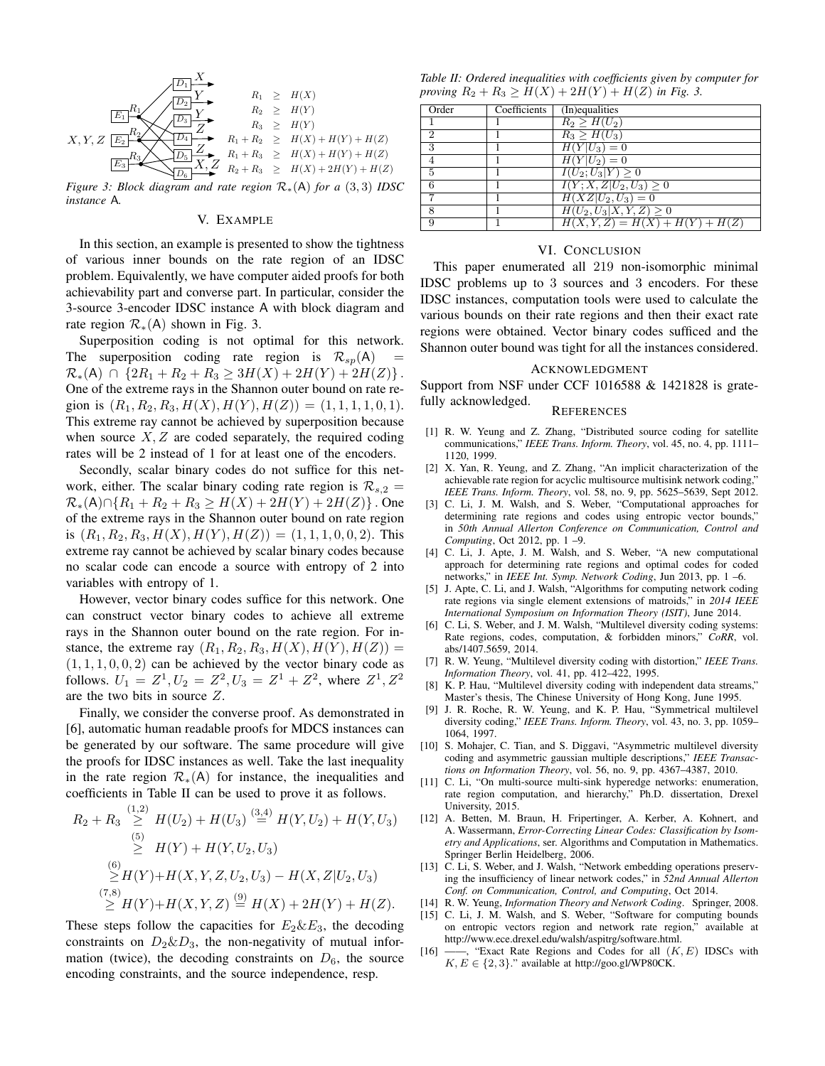$$
\begin{aligned}
R_1 &\geq H(X) \\
R_2 &\geq H(Y) \\
R_3 &\geq H(Y) \\
R_1 + R_2 &\geq H(X) + H(Y) + H(Z) \\
R_1 + R_3 &\geq H(X) + H(Y) + H(Z) \\
R_2 + R_3 &\geq H(X) + 2H(Y) + H(Z)
\end{aligned}
$$

*Figure 3: Block diagram and rate region $\mathcal{R}_*(\mathsf{A})$ for a $(3,3)$ IDSC instance* A*.*

## V. Example

In this section, an example is presented to show the tightness of various inner bounds on the rate region of an IDSC problem. Equivalently, we have computer aided proofs for both achievability part and converse part. In particular, consider the 3-source 3-encoder IDSC instance A with block diagram and rate region $\mathcal{R}_*(\mathsf{A})$ shown in Fig. 3.

Superposition coding is not optimal for this network. The superposition coding rate region is $\mathcal{R}_{sp}(\mathsf{A}) = \mathcal{R}_*(\mathsf{A}) \cap \{2R_1 + R_2 + R_3 \geq 3H(X) + 2H(Y) + 2H(Z)\}$. One of the extreme rays in the Shannon outer bound on rate region is $(R_1, R_2, R_3, H(X), H(Y), H(Z)) = (1, 1, 1, 1, 0, 1)$. This extreme ray cannot be achieved by superposition because when source $X, Z$ are coded separately, the required coding rates will be 2 instead of 1 for at least one of the encoders.

Secondly, scalar binary codes do not suffice for this network, either. The scalar binary coding rate region is $\mathcal{R}_{s,2} = \mathcal{R}_*(\mathsf{A}) \cap \{R_1 + R_2 + R_3 \geq H(X) + 2H(Y) + 2H(Z)\}$. One of the extreme rays in the Shannon outer bound on rate region is $(R_1, R_2, R_3, H(X), H(Y), H(Z)) = (1, 1, 1, 0, 0, 2)$. This extreme ray cannot be achieved by scalar binary codes because no scalar code can encode a source with entropy of 2 into variables with entropy of 1.

However, vector binary codes suffice for this network. One can construct vector binary codes to achieve all extreme rays in the Shannon outer bound on the rate region. For instance, the extreme ray $(R_1, R_2, R_3, H(X), H(Y), H(Z)) = (1, 1, 1, 0, 0, 2)$ can be achieved by the vector binary code as follows. $U_1 = Z^1, U_2 = Z^2, U_3 = Z^1 + Z^2$, where $Z^1, Z^2$ are the two bits in source $Z$.

Finally, we consider the converse proof. As demonstrated in [6], automatic human readable proofs for MDCS instances can be generated by our software. The same procedure will give the proofs for IDSC instances as well. Take the last inequality in the rate region $\mathcal{R}_*(\mathsf{A})$ for instance, the inequalities and coefficients in Table II can be used to prove it as follows.

$$
\begin{aligned}
R_2 + R_3 &\overset{(1,2)}{\geq} H(U_2) + H(U_3) \overset{(3,4)}{=} H(Y, U_2) + H(Y, U_3) \\
&\overset{(5)}{\geq} H(Y) + H(Y, U_2, U_3) \\
&\overset{(6)}{\geq} H(Y) + H(X, Y, Z, U_2, U_3) - H(X, Z|U_2, U_3) \\
&\overset{(7,8)}{\geq} H(Y) + H(X, Y, Z) \overset{(9)}{=} H(X) + 2H(Y) + H(Z).
\end{aligned}
$$

These steps follow the capacities for $E_2 \& E_3$, the decoding constraints on $D_2 \& D_3$, the non-negativity of mutual information (twice), the decoding constraints on $D_6$, the source encoding constraints, and the source independence, resp.

*Table II: Ordered inequalities with coefficients given by computer for proving $R_2 + R_3 \geq H(X) + 2H(Y) + H(Z)$ in Fig. 3.*

| Order | Coefficients | (In)equalities |
|---|---|---|
| 1 | 1 | $R_2 \geq H(U_2)$ |
| 2 | 1 | $R_3 \geq H(U_3)$ |
| 3 | 1 | $H(Y\|U_3) = 0$ |
| 4 | 1 | $H(Y\|U_2) = 0$ |
| 5 | 1 | $I(U_2; U_3\|Y) \geq 0$ |
| 6 | 1 | $I(Y; X, Z\|U_2, U_3) \geq 0$ |
| 7 | 1 | $H(XZ\|U_2, U_3) = 0$ |
| 8 | 1 | $H(U_2, U_3\|X, Y, Z) \geq 0$ |
| 9 | 1 | $H(X, Y, Z) = H(X) + H(Y) + H(Z)$ |

## VI. Conclusion

This paper enumerated all 219 non-isomorphic minimal IDSC problems up to 3 sources and 3 encoders. For these IDSC instances, computation tools were used to calculate the various bounds on their rate regions and then their exact rate regions were obtained. Vector binary codes sufficed and the Shannon outer bound was tight for all the instances considered.

## Acknowledgment

Support from NSF under CCF 1016588 & 1421828 is gratefully acknowledged.

## References

[1] R. W. Yeung and Z. Zhang, "Distributed source coding for satellite communications," *IEEE Trans. Inform. Theory*, vol. 45, no. 4, pp. 1111–1120, 1999.

[2] X. Yan, R. Yeung, and Z. Zhang, "An implicit characterization of the achievable rate region for acyclic multisource multisink network coding," *IEEE Trans. Inform. Theory*, vol. 58, no. 9, pp. 5625–5639, Sept 2012.

[3] C. Li, J. M. Walsh, and S. Weber, "Computational approaches for determining rate regions and codes using entropic vector bounds," in *50th Annual Allerton Conference on Communication, Control and Computing*, Oct 2012, pp. 1 –9.

[4] C. Li, J. Apte, J. M. Walsh, and S. Weber, "A new computational approach for determining rate regions and optimal codes for coded networks," in *IEEE Int. Symp. Network Coding*, Jun 2013, pp. 1 –6.

[5] J. Apte, C. Li, and J. Walsh, "Algorithms for computing network coding rate regions via single element extensions of matroids," in *2014 IEEE International Symposium on Information Theory (ISIT)*, June 2014.

[6] C. Li, S. Weber, and J. M. Walsh, "Multilevel diversity coding systems: Rate regions, codes, computation, & forbidden minors," *CoRR*, vol. abs/1407.5659, 2014.

[7] R. W. Yeung, "Multilevel diversity coding with distortion," *IEEE Trans. Information Theory*, vol. 41, pp. 412–422, 1995.

[8] K. P. Hau, "Multilevel diversity coding with independent data streams," Master's thesis, The Chinese University of Hong Kong, June 1995.

[9] J. R. Roche, R. W. Yeung, and K. P. Hau, "Symmetrical multilevel diversity coding," *IEEE Trans. Inform. Theory*, vol. 43, no. 3, pp. 1059–1064, 1997.

[10] S. Mohajer, C. Tian, and S. Diggavi, "Asymmetric multilevel diversity coding and asymmetric gaussian multiple descriptions," *IEEE Transactions on Information Theory*, vol. 56, no. 9, pp. 4367–4387, 2010.

[11] C. Li, "On multi-source multi-sink hyperedge networks: enumeration, rate region computation, and hierarchy," Ph.D. dissertation, Drexel University, 2015.

[12] A. Betten, M. Braun, H. Fripertinger, A. Kerber, A. Kohnert, and A. Wassermann, *Error-Correcting Linear Codes: Classification by Isometry and Applications*, ser. Algorithms and Computation in Mathematics. Springer Berlin Heidelberg, 2006.

[13] C. Li, S. Weber, and J. Walsh, "Network embedding operations preserving the insufficiency of linear network codes," in *52nd Annual Allerton Conf. on Communication, Control, and Computing*, Oct 2014.

[14] R. W. Yeung, *Information Theory and Network Coding*. Springer, 2008.

[15] C. Li, J. M. Walsh, and S. Weber, "Software for computing bounds on entropic vectors region and network rate region," available at http://www.ece.drexel.edu/walsh/aspitrg/software.html.

[16] ——, "Exact Rate Regions and Codes for all $(K, E)$ IDSCs with $K, E \in \{2, 3\}$." available at http://goo.gl/WP80CK.